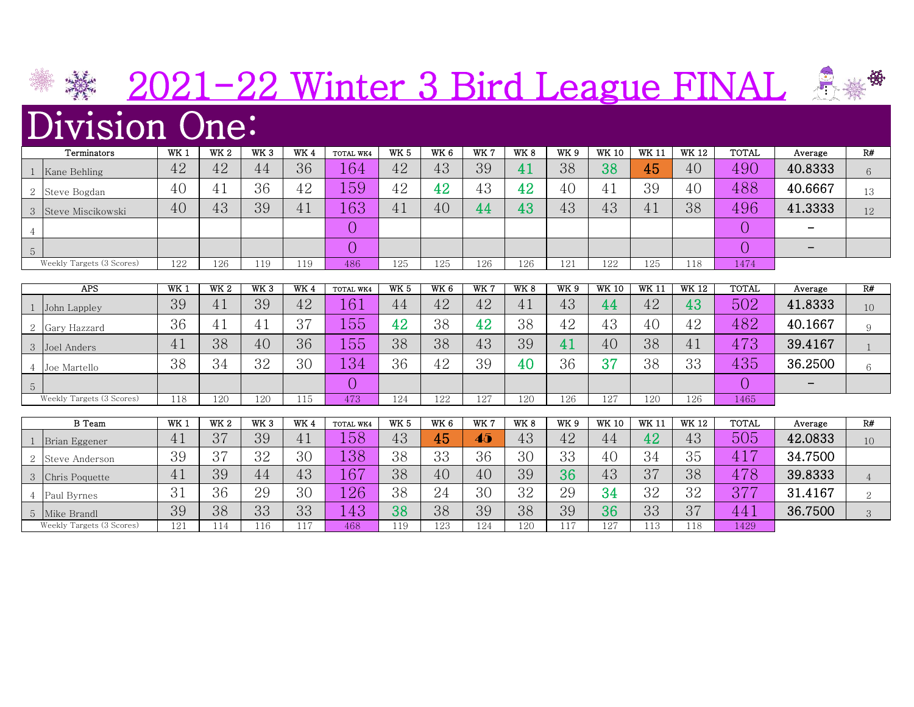# 2021-22 Winter 3 Bird League FINAL

## Division One:

| # | Terminators | WK 1 | WK 2 | WK 3 | WK 4 | TOTAL WK4 | WK 5 | WK 6 | WK 7 | WK 8 | WK 9 | WK 10 | WK 11 | WK 12 | TOTAL | Average | R# |
|---|---|---|---|---|---|---|---|---|---|---|---|---|---|---|---|---|---|
| 1 | Kane Behling | 42 | 42 | 44 | 36 | 164 | 42 | 43 | 39 | 41 | 38 | 38 | 45 | 40 | 490 | 40.8333 | 6 |
| 2 | Steve Bogdan | 40 | 41 | 36 | 42 | 159 | 42 | 42 | 43 | 42 | 40 | 41 | 39 | 40 | 488 | 40.6667 | 13 |
| 3 | Steve Miscikowski | 40 | 43 | 39 | 41 | 163 | 41 | 40 | 44 | 43 | 43 | 43 | 41 | 38 | 496 | 41.3333 | 12 |
| 4 | | | | | | 0 | | | | | | | | | 0 | - | |
| 5 | | | | | | 0 | | | | | | | | | 0 | - | |
| | Weekly Targets (3 Scores) | 122 | 126 | 119 | 119 | 486 | 125 | 125 | 126 | 126 | 121 | 122 | 125 | 118 | 1474 | | |

| # | APS | WK 1 | WK 2 | WK 3 | WK 4 | TOTAL WK4 | WK 5 | WK 6 | WK 7 | WK 8 | WK 9 | WK 10 | WK 11 | WK 12 | TOTAL | Average | R# |
|---|---|---|---|---|---|---|---|---|---|---|---|---|---|---|---|---|---|
| 1 | John Lappley | 39 | 41 | 39 | 42 | 161 | 44 | 42 | 42 | 41 | 43 | 44 | 42 | 43 | 502 | 41.8333 | 10 |
| 2 | Gary Hazzard | 36 | 41 | 41 | 37 | 155 | 42 | 38 | 42 | 38 | 42 | 43 | 40 | 42 | 482 | 40.1667 | 9 |
| 3 | Joel Anders | 41 | 38 | 40 | 36 | 155 | 38 | 38 | 43 | 39 | 41 | 40 | 38 | 41 | 473 | 39.4167 | 1 |
| 4 | Joe Martello | 38 | 34 | 32 | 30 | 134 | 36 | 42 | 39 | 40 | 36 | 37 | 38 | 33 | 435 | 36.2500 | 6 |
| 5 | | | | | | 0 | | | | | | | | | 0 | - | |
| | Weekly Targets (3 Scores) | 118 | 120 | 120 | 115 | 473 | 124 | 122 | 127 | 120 | 126 | 127 | 120 | 126 | 1465 | | |

| # | B Team | WK 1 | WK 2 | WK 3 | WK 4 | TOTAL WK4 | WK 5 | WK 6 | WK 7 | WK 8 | WK 9 | WK 10 | WK 11 | WK 12 | TOTAL | Average | R# |
|---|---|---|---|---|---|---|---|---|---|---|---|---|---|---|---|---|---|
| 1 | Brian Eggener | 41 | 37 | 39 | 41 | 158 | 43 | 45 | 45 | 43 | 42 | 44 | 42 | 43 | 505 | 42.0833 | 10 |
| 2 | Steve Anderson | 39 | 37 | 32 | 30 | 138 | 38 | 33 | 36 | 30 | 33 | 40 | 34 | 35 | 417 | 34.7500 | |
| 3 | Chris Poquette | 41 | 39 | 44 | 43 | 167 | 38 | 40 | 40 | 39 | 36 | 43 | 37 | 38 | 478 | 39.8333 | 4 |
| 4 | Paul Byrnes | 31 | 36 | 29 | 30 | 126 | 38 | 24 | 30 | 32 | 29 | 34 | 32 | 32 | 377 | 31.4167 | 2 |
| 5 | Mike Brandl | 39 | 38 | 33 | 33 | 143 | 38 | 38 | 39 | 38 | 39 | 36 | 33 | 37 | 441 | 36.7500 | 3 |
| | Weekly Targets (3 Scores) | 121 | 114 | 116 | 117 | 468 | 119 | 123 | 124 | 120 | 117 | 127 | 113 | 118 | 1429 | | |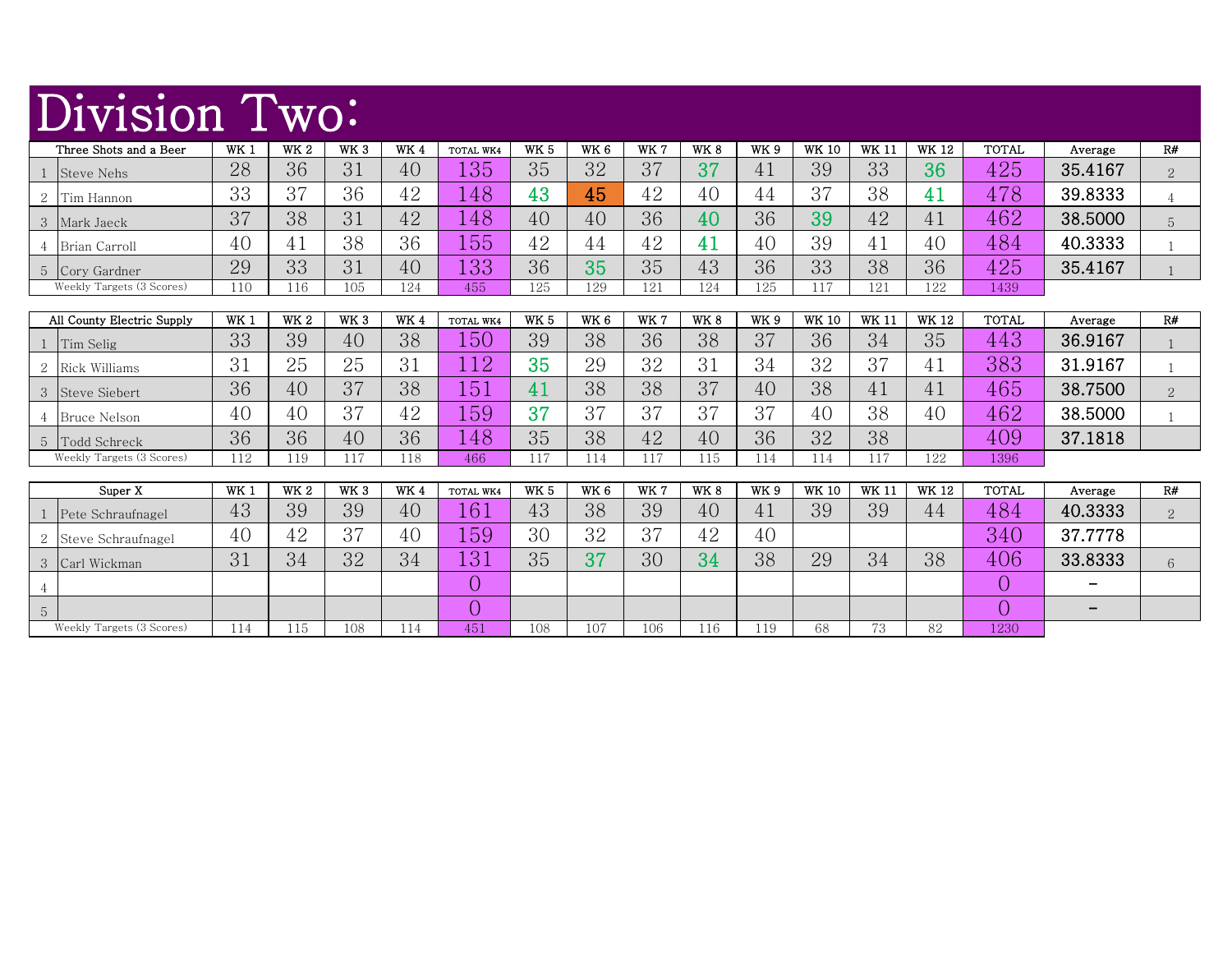# Division Two:

| | Three Shots and a Beer | WK 1 | WK 2 | WK 3 | WK 4 | TOTAL WK4 | WK 5 | WK 6 | WK 7 | WK 8 | WK 9 | WK 10 | WK 11 | WK 12 | TOTAL | Average | R# |
|---|---|---|---|---|---|---|---|---|---|---|---|---|---|---|---|---|---|
| 1 | Steve Nehs | 28 | 36 | 31 | 40 | 135 | 35 | 32 | 37 | 37 | 41 | 39 | 33 | 36 | 425 | 35.4167 | 2 |
| 2 | Tim Hannon | 33 | 37 | 36 | 42 | 148 | 43 | 45 | 42 | 40 | 44 | 37 | 38 | 41 | 478 | 39.8333 | 4 |
| 3 | Mark Jaeck | 37 | 38 | 31 | 42 | 148 | 40 | 40 | 36 | 40 | 36 | 39 | 42 | 41 | 462 | 38.5000 | 5 |
| 4 | Brian Carroll | 40 | 41 | 38 | 36 | 155 | 42 | 44 | 42 | 41 | 40 | 39 | 41 | 40 | 484 | 40.3333 | 1 |
| 5 | Cory Gardner | 29 | 33 | 31 | 40 | 133 | 36 | 35 | 35 | 43 | 36 | 33 | 38 | 36 | 425 | 35.4167 | 1 |
| | Weekly Targets (3 Scores) | 110 | 116 | 105 | 124 | 455 | 125 | 129 | 121 | 124 | 125 | 117 | 121 | 122 | 1439 | | |

| | All County Electric Supply | WK 1 | WK 2 | WK 3 | WK 4 | TOTAL WK4 | WK 5 | WK 6 | WK 7 | WK 8 | WK 9 | WK 10 | WK 11 | WK 12 | TOTAL | Average | R# |
|---|---|---|---|---|---|---|---|---|---|---|---|---|---|---|---|---|---|
| 1 | Tim Selig | 33 | 39 | 40 | 38 | 150 | 39 | 38 | 36 | 38 | 37 | 36 | 34 | 35 | 443 | 36.9167 | 1 |
| 2 | Rick Williams | 31 | 25 | 25 | 31 | 112 | 35 | 29 | 32 | 31 | 34 | 32 | 37 | 41 | 383 | 31.9167 | 1 |
| 3 | Steve Siebert | 36 | 40 | 37 | 38 | 151 | 41 | 38 | 38 | 37 | 40 | 38 | 41 | 41 | 465 | 38.7500 | 2 |
| 4 | Bruce Nelson | 40 | 40 | 37 | 42 | 159 | 37 | 37 | 37 | 37 | 37 | 40 | 38 | 40 | 462 | 38.5000 | 1 |
| 5 | Todd Schreck | 36 | 36 | 40 | 36 | 148 | 35 | 38 | 42 | 40 | 36 | 32 | 38 | | 409 | 37.1818 | |
| | Weekly Targets (3 Scores) | 112 | 119 | 117 | 118 | 466 | 117 | 114 | 117 | 115 | 114 | 114 | 117 | 122 | 1396 | | |

| | Super X | WK 1 | WK 2 | WK 3 | WK 4 | TOTAL WK4 | WK 5 | WK 6 | WK 7 | WK 8 | WK 9 | WK 10 | WK 11 | WK 12 | TOTAL | Average | R# |
|---|---|---|---|---|---|---|---|---|---|---|---|---|---|---|---|---|---|
| 1 | Pete Schraufnagel | 43 | 39 | 39 | 40 | 161 | 43 | 38 | 39 | 40 | 41 | 39 | 39 | 44 | 484 | 40.3333 | 2 |
| 2 | Steve Schraufnagel | 40 | 42 | 37 | 40 | 159 | 30 | 32 | 37 | 42 | 40 | | | | 340 | 37.7778 | |
| 3 | Carl Wickman | 31 | 34 | 32 | 34 | 131 | 35 | 37 | 30 | 34 | 38 | 29 | 34 | 38 | 406 | 33.8333 | 6 |
| 4 | | | | | | 0 | | | | | | | | | 0 | - | |
| 5 | | | | | | 0 | | | | | | | | | 0 | - | |
| | Weekly Targets (3 Scores) | 114 | 115 | 108 | 114 | 451 | 108 | 107 | 106 | 116 | 119 | 68 | 73 | 82 | 1230 | | |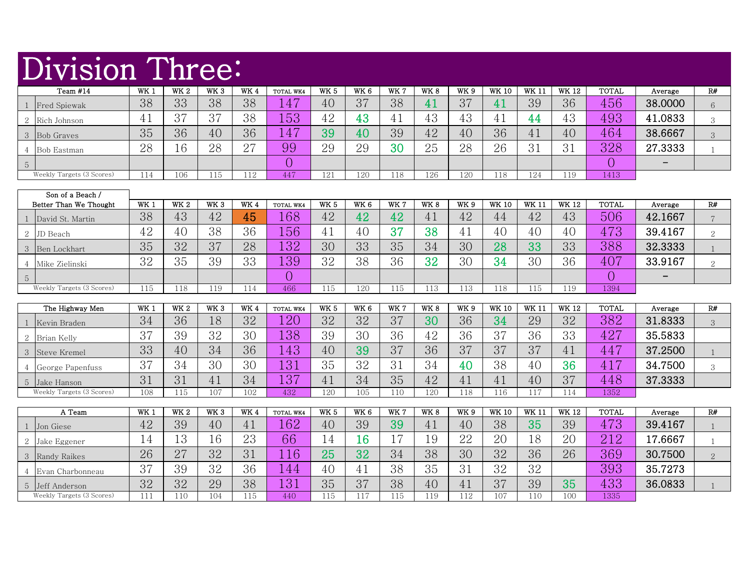# Division Three:

| | Team #14 | WK 1 | WK 2 | WK 3 | WK 4 | TOTAL WK4 | WK 5 | WK 6 | WK 7 | WK 8 | WK 9 | WK 10 | WK 11 | WK 12 | TOTAL | Average | R# |
|---|---|---|---|---|---|---|---|---|---|---|---|---|---|---|---|---|---|
| 1 | Fred Spiewak | 38 | 33 | 38 | 38 | 147 | 40 | 37 | 38 | 41 | 37 | 41 | 39 | 36 | 456 | 38.0000 | 6 |
| 2 | Rich Johnson | 41 | 37 | 37 | 38 | 153 | 42 | 43 | 41 | 43 | 43 | 41 | 44 | 43 | 493 | 41.0833 | 3 |
| 3 | Bob Graves | 35 | 36 | 40 | 36 | 147 | 39 | 40 | 39 | 42 | 40 | 36 | 41 | 40 | 464 | 38.6667 | 3 |
| 4 | Bob Eastman | 28 | 16 | 28 | 27 | 99 | 29 | 29 | 30 | 25 | 28 | 26 | 31 | 31 | 328 | 27.3333 | 1 |
| 5 | | | | | | 0 | | | | | | | | | 0 | - | |
| | Weekly Targets (3 Scores) | 114 | 106 | 115 | 112 | 447 | 121 | 120 | 118 | 126 | 120 | 118 | 124 | 119 | 1413 | | |

| | Son of a Beach / Better Than We Thought | WK 1 | WK 2 | WK 3 | WK 4 | TOTAL WK4 | WK 5 | WK 6 | WK 7 | WK 8 | WK 9 | WK 10 | WK 11 | WK 12 | TOTAL | Average | R# |
|---|---|---|---|---|---|---|---|---|---|---|---|---|---|---|---|---|---|
| 1 | David St. Martin | 38 | 43 | 42 | 45 | 168 | 42 | 42 | 42 | 41 | 42 | 44 | 42 | 43 | 506 | 42.1667 | 7 |
| 2 | JD Beach | 42 | 40 | 38 | 36 | 156 | 41 | 40 | 37 | 38 | 41 | 40 | 40 | 40 | 473 | 39.4167 | 2 |
| 3 | Ben Lockhart | 35 | 32 | 37 | 28 | 132 | 30 | 33 | 35 | 34 | 30 | 28 | 33 | 33 | 388 | 32.3333 | 1 |
| 4 | Mike Zielinski | 32 | 35 | 39 | 33 | 139 | 32 | 38 | 36 | 32 | 30 | 34 | 30 | 36 | 407 | 33.9167 | 2 |
| 5 | | | | | | 0 | | | | | | | | | 0 | - | |
| | Weekly Targets (3 Scores) | 115 | 118 | 119 | 114 | 466 | 115 | 120 | 115 | 113 | 113 | 118 | 115 | 119 | 1394 | | |

| | The Highway Men | WK 1 | WK 2 | WK 3 | WK 4 | TOTAL WK4 | WK 5 | WK 6 | WK 7 | WK 8 | WK 9 | WK 10 | WK 11 | WK 12 | TOTAL | Average | R# |
|---|---|---|---|---|---|---|---|---|---|---|---|---|---|---|---|---|---|
| 1 | Kevin Braden | 34 | 36 | 18 | 32 | 120 | 32 | 32 | 37 | 30 | 36 | 34 | 29 | 32 | 382 | 31.8333 | 3 |
| 2 | Brian Kelly | 37 | 39 | 32 | 30 | 138 | 39 | 30 | 36 | 42 | 36 | 37 | 36 | 33 | 427 | 35.5833 | |
| 3 | Steve Kremel | 33 | 40 | 34 | 36 | 143 | 40 | 39 | 37 | 36 | 37 | 37 | 37 | 41 | 447 | 37.2500 | 1 |
| 4 | George Papenfuss | 37 | 34 | 30 | 30 | 131 | 35 | 32 | 31 | 34 | 40 | 38 | 40 | 36 | 417 | 34.7500 | 3 |
| 5 | Jake Hanson | 31 | 31 | 41 | 34 | 137 | 41 | 34 | 35 | 42 | 41 | 41 | 40 | 37 | 448 | 37.3333 | |
| | Weekly Targets (3 Scores) | 108 | 115 | 107 | 102 | 432 | 120 | 105 | 110 | 120 | 118 | 116 | 117 | 114 | 1352 | | |

| | A Team | WK 1 | WK 2 | WK 3 | WK 4 | TOTAL WK4 | WK 5 | WK 6 | WK 7 | WK 8 | WK 9 | WK 10 | WK 11 | WK 12 | TOTAL | Average | R# |
|---|---|---|---|---|---|---|---|---|---|---|---|---|---|---|---|---|---|
| 1 | Jon Giese | 42 | 39 | 40 | 41 | 162 | 40 | 39 | 39 | 41 | 40 | 38 | 35 | 39 | 473 | 39.4167 | 1 |
| 2 | Jake Eggener | 14 | 13 | 16 | 23 | 66 | 14 | 16 | 17 | 19 | 22 | 20 | 18 | 20 | 212 | 17.6667 | 1 |
| 3 | Randy Raikes | 26 | 27 | 32 | 31 | 116 | 25 | 32 | 34 | 38 | 30 | 32 | 36 | 26 | 369 | 30.7500 | 2 |
| 4 | Evan Charbonneau | 37 | 39 | 32 | 36 | 144 | 40 | 41 | 38 | 35 | 31 | 32 | 32 | | 393 | 35.7273 | |
| 5 | Jeff Anderson | 32 | 32 | 29 | 38 | 131 | 35 | 37 | 38 | 40 | 41 | 37 | 39 | 35 | 433 | 36.0833 | 1 |
| | Weekly Targets (3 Scores) | 111 | 110 | 104 | 115 | 440 | 115 | 117 | 115 | 119 | 112 | 107 | 110 | 100 | 1335 | | |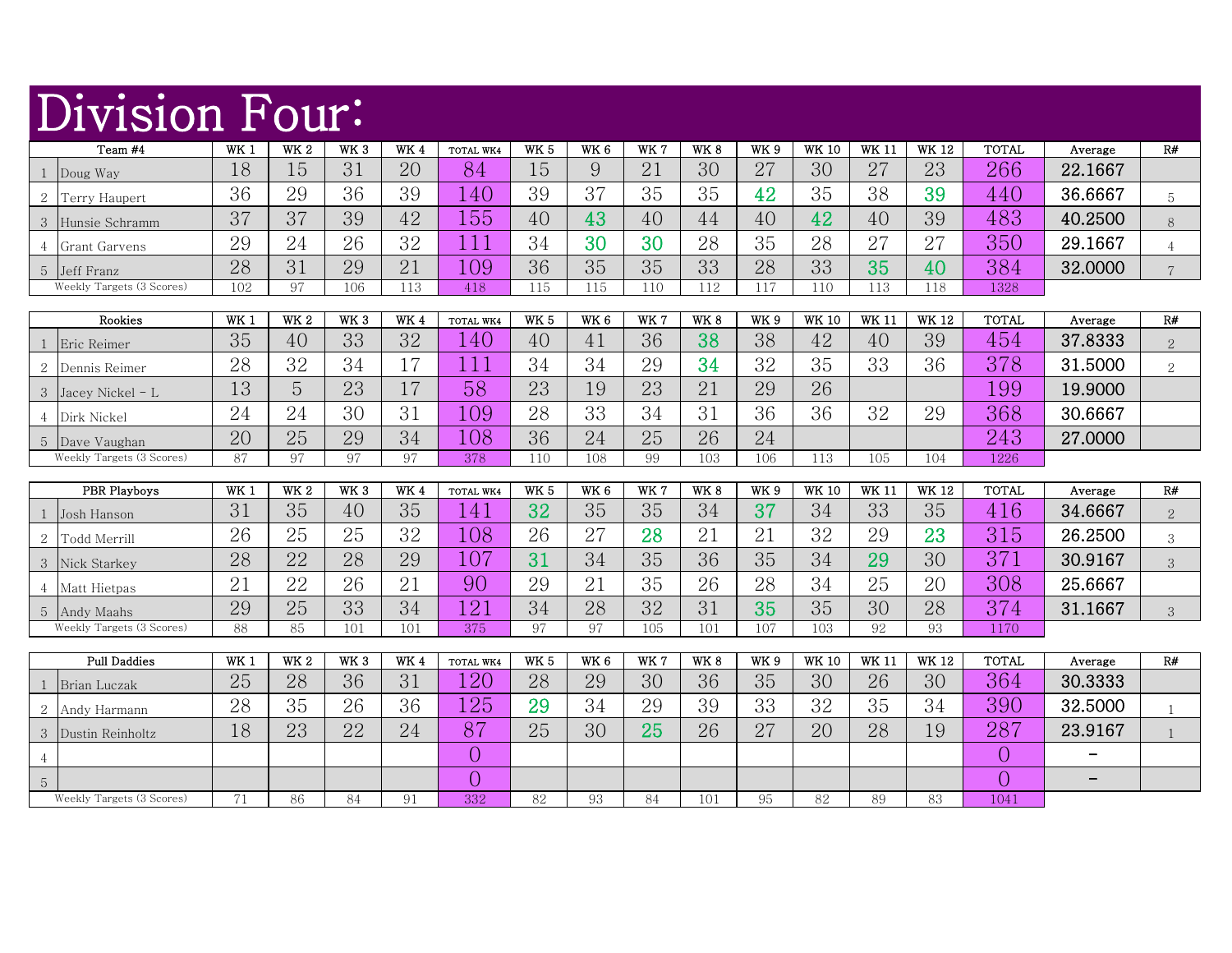# Division Four:

| | Team #4 | WK 1 | WK 2 | WK 3 | WK 4 | TOTAL WK4 | WK 5 | WK 6 | WK 7 | WK 8 | WK 9 | WK 10 | WK 11 | WK 12 | TOTAL | Average | R# |
|---|---|---|---|---|---|---|---|---|---|---|---|---|---|---|---|---|---|
| 1 | Doug Way | 18 | 15 | 31 | 20 | 84 | 15 | 9 | 21 | 30 | 27 | 30 | 27 | 23 | 266 | 22.1667 | |
| 2 | Terry Haupert | 36 | 29 | 36 | 39 | 140 | 39 | 37 | 35 | 35 | 42 | 35 | 38 | 39 | 440 | 36.6667 | 5 |
| 3 | Hunsie Schramm | 37 | 37 | 39 | 42 | 155 | 40 | 43 | 40 | 44 | 40 | 42 | 40 | 39 | 483 | 40.2500 | 8 |
| 4 | Grant Garvens | 29 | 24 | 26 | 32 | 111 | 34 | 30 | 30 | 28 | 35 | 28 | 27 | 27 | 350 | 29.1667 | 4 |
| 5 | Jeff Franz | 28 | 31 | 29 | 21 | 109 | 36 | 35 | 35 | 33 | 28 | 33 | 35 | 40 | 384 | 32.0000 | 7 |
| | Weekly Targets (3 Scores) | 102 | 97 | 106 | 113 | 418 | 115 | 115 | 110 | 112 | 117 | 110 | 113 | 118 | 1328 | | |

| | Rookies | WK 1 | WK 2 | WK 3 | WK 4 | TOTAL WK4 | WK 5 | WK 6 | WK 7 | WK 8 | WK 9 | WK 10 | WK 11 | WK 12 | TOTAL | Average | R# |
|---|---|---|---|---|---|---|---|---|---|---|---|---|---|---|---|---|---|
| 1 | Eric Reimer | 35 | 40 | 33 | 32 | 140 | 40 | 41 | 36 | 38 | 38 | 42 | 40 | 39 | 454 | 37.8333 | 2 |
| 2 | Dennis Reimer | 28 | 32 | 34 | 17 | 111 | 34 | 34 | 29 | 34 | 32 | 35 | 33 | 36 | 378 | 31.5000 | 2 |
| 3 | Jacey Nickel - L | 13 | 5 | 23 | 17 | 58 | 23 | 19 | 23 | 21 | 29 | 26 | | | 199 | 19.9000 | |
| 4 | Dirk Nickel | 24 | 24 | 30 | 31 | 109 | 28 | 33 | 34 | 31 | 36 | 36 | 32 | 29 | 368 | 30.6667 | |
| 5 | Dave Vaughan | 20 | 25 | 29 | 34 | 108 | 36 | 24 | 25 | 26 | 24 | | | | 243 | 27.0000 | |
| | Weekly Targets (3 Scores) | 87 | 97 | 97 | 97 | 378 | 110 | 108 | 99 | 103 | 106 | 113 | 105 | 104 | 1226 | | |

| | PBR Playboys | WK 1 | WK 2 | WK 3 | WK 4 | TOTAL WK4 | WK 5 | WK 6 | WK 7 | WK 8 | WK 9 | WK 10 | WK 11 | WK 12 | TOTAL | Average | R# |
|---|---|---|---|---|---|---|---|---|---|---|---|---|---|---|---|---|---|
| 1 | Josh Hanson | 31 | 35 | 40 | 35 | 141 | 32 | 35 | 35 | 34 | 37 | 34 | 33 | 35 | 416 | 34.6667 | 2 |
| 2 | Todd Merrill | 26 | 25 | 25 | 32 | 108 | 26 | 27 | 28 | 21 | 21 | 32 | 29 | 23 | 315 | 26.2500 | 3 |
| 3 | Nick Starkey | 28 | 22 | 28 | 29 | 107 | 31 | 34 | 35 | 36 | 35 | 34 | 29 | 30 | 371 | 30.9167 | 3 |
| 4 | Matt Hietpas | 21 | 22 | 26 | 21 | 90 | 29 | 21 | 35 | 26 | 28 | 34 | 25 | 20 | 308 | 25.6667 | |
| 5 | Andy Maahs | 29 | 25 | 33 | 34 | 121 | 34 | 28 | 32 | 31 | 35 | 35 | 30 | 28 | 374 | 31.1667 | 3 |
| | Weekly Targets (3 Scores) | 88 | 85 | 101 | 101 | 375 | 97 | 97 | 105 | 101 | 107 | 103 | 92 | 93 | 1170 | | |

| | Pull Daddies | WK 1 | WK 2 | WK 3 | WK 4 | TOTAL WK4 | WK 5 | WK 6 | WK 7 | WK 8 | WK 9 | WK 10 | WK 11 | WK 12 | TOTAL | Average | R# |
|---|---|---|---|---|---|---|---|---|---|---|---|---|---|---|---|---|---|
| 1 | Brian Luczak | 25 | 28 | 36 | 31 | 120 | 28 | 29 | 30 | 36 | 35 | 30 | 26 | 30 | 364 | 30.3333 | |
| 2 | Andy Harmann | 28 | 35 | 26 | 36 | 125 | 29 | 34 | 29 | 39 | 33 | 32 | 35 | 34 | 390 | 32.5000 | 1 |
| 3 | Dustin Reinholtz | 18 | 23 | 22 | 24 | 87 | 25 | 30 | 25 | 26 | 27 | 20 | 28 | 19 | 287 | 23.9167 | 1 |
| 4 | | | | | | 0 | | | | | | | | | 0 | - | |
| 5 | | | | | | 0 | | | | | | | | | 0 | - | |
| | Weekly Targets (3 Scores) | 71 | 86 | 84 | 91 | 332 | 82 | 93 | 84 | 101 | 95 | 82 | 89 | 83 | 1041 | | |